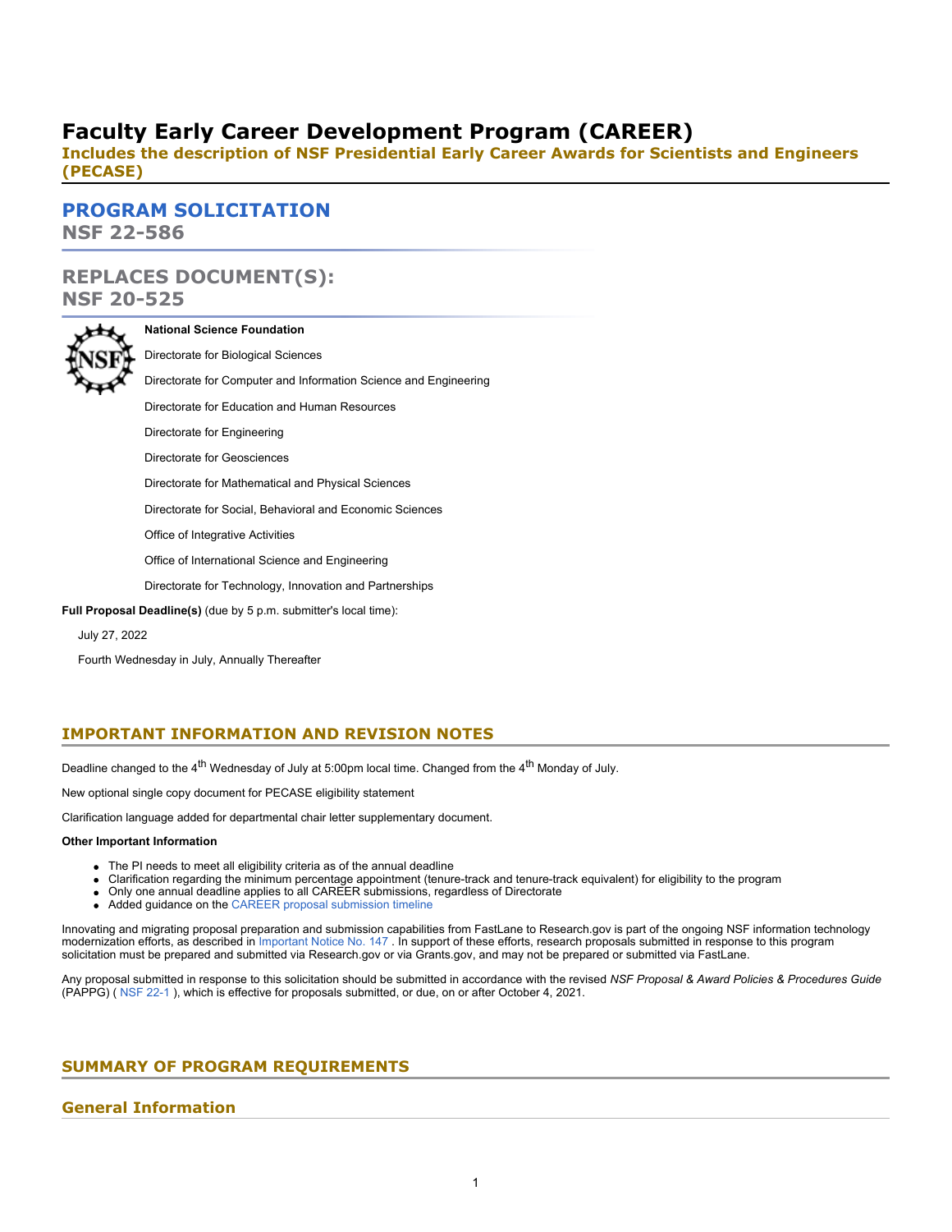# Faculty Early Career Development Program (CAREER)

**Includes the description of NSF Presidential Early Career Awards for Scientists and Engineers (PECASE)**

## PROGRAM SOLICITATION

**NSF 22-586**

## REPLACES DOCUMENT(S):

**NSF 20-525**

**National Science Foundation**

Directorate for Biological Sciences

Directorate for Computer and Information Science and Engineering

Directorate for Education and Human Resources

Directorate for Engineering

Directorate for Geosciences

Directorate for Mathematical and Physical Sciences

Directorate for Social, Behavioral and Economic Sciences

Office of Integrative Activities

Office of International Science and Engineering

Directorate for Technology, Innovation and Partnerships

**Full Proposal Deadline(s)** (due by 5 p.m. submitter's local time):

July 27, 2022

Fourth Wednesday in July, Annually Thereafter

## IMPORTANT INFORMATION AND REVISION NOTES

Deadline changed to the 4th Wednesday of July at 5:00pm local time. Changed from the 4th Monday of July.

New optional single copy document for PECASE eligibility statement

Clarification language added for departmental chair letter supplementary document.

**Other Important Information**

- The PI needs to meet all eligibility criteria as of the annual deadline
- Clarification regarding the minimum percentage appointment (tenure-track and tenure-track equivalent) for eligibility to the program
- Only one annual deadline applies to all CAREER submissions, regardless of Directorate
- Added guidance on the CAREER proposal submission timeline

Innovating and migrating proposal preparation and submission capabilities from FastLane to Research.gov is part of the ongoing NSF information technology modernization efforts, as described in Important Notice No. 147 . In support of these efforts, research proposals submitted in response to this program solicitation must be prepared and submitted via Research.gov or via Grants.gov, and may not be prepared or submitted via FastLane.

Any proposal submitted in response to this solicitation should be submitted in accordance with the revised *NSF Proposal & Award Policies & Procedures Guide* (PAPPG) ( NSF 22-1 ), which is effective for proposals submitted, or due, on or after October 4, 2021.

## SUMMARY OF PROGRAM REQUIREMENTS

### General Information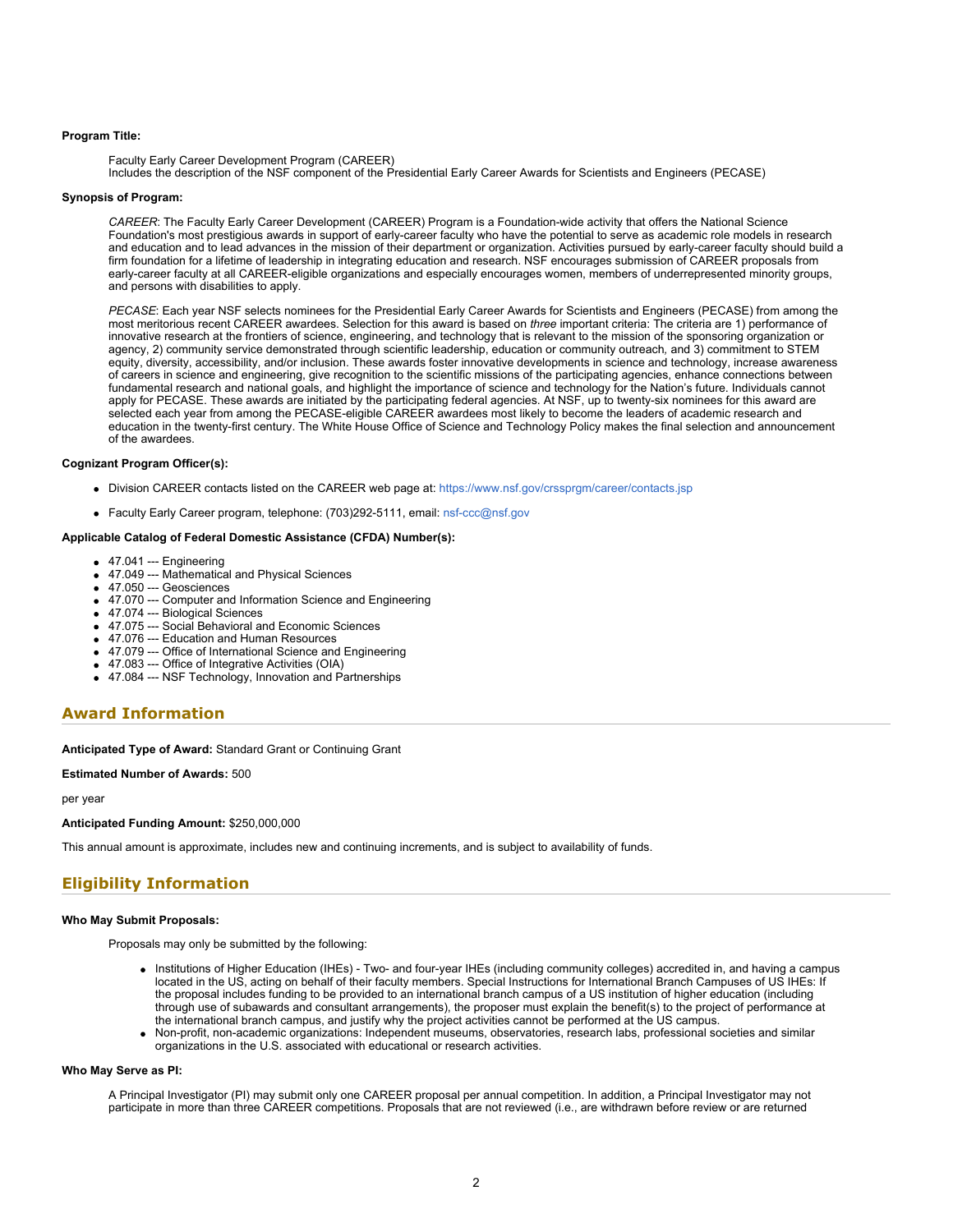**Program Title:**

Faculty Early Career Development Program (CAREER)
Includes the description of the NSF component of the Presidential Early Career Awards for Scientists and Engineers (PECASE)

**Synopsis of Program:**

*CAREER*: The Faculty Early Career Development (CAREER) Program is a Foundation-wide activity that offers the National Science Foundation's most prestigious awards in support of early-career faculty who have the potential to serve as academic role models in research and education and to lead advances in the mission of their department or organization. Activities pursued by early-career faculty should build a firm foundation for a lifetime of leadership in integrating education and research. NSF encourages submission of CAREER proposals from early-career faculty at all CAREER-eligible organizations and especially encourages women, members of underrepresented minority groups, and persons with disabilities to apply.

*PECASE*: Each year NSF selects nominees for the Presidential Early Career Awards for Scientists and Engineers (PECASE) from among the most meritorious recent CAREER awardees. Selection for this award is based on *three* important criteria: The criteria are 1) performance of innovative research at the frontiers of science, engineering, and technology that is relevant to the mission of the sponsoring organization or agency, 2) community service demonstrated through scientific leadership, education or community outreach, and 3) commitment to STEM equity, diversity, accessibility, and/or inclusion. These awards foster innovative developments in science and technology, increase awareness of careers in science and engineering, give recognition to the scientific missions of the participating agencies, enhance connections between fundamental research and national goals, and highlight the importance of science and technology for the Nation's future. Individuals cannot apply for PECASE. These awards are initiated by the participating federal agencies. At NSF, up to twenty-six nominees for this award are selected each year from among the PECASE-eligible CAREER awardees most likely to become the leaders of academic research and education in the twenty-first century. The White House Office of Science and Technology Policy makes the final selection and announcement of the awardees.

**Cognizant Program Officer(s):**

- Division CAREER contacts listed on the CAREER web page at: https://www.nsf.gov/crssprgm/career/contacts.jsp
- Faculty Early Career program, telephone: (703)292-5111, email: nsf-ccc@nsf.gov

**Applicable Catalog of Federal Domestic Assistance (CFDA) Number(s):**

- 47.041 --- Engineering
- 47.049 --- Mathematical and Physical Sciences
- 47.050 --- Geosciences
- 47.070 --- Computer and Information Science and Engineering
- 47.074 --- Biological Sciences
- 47.075 --- Social Behavioral and Economic Sciences
- 47.076 --- Education and Human Resources
- 47.079 --- Office of International Science and Engineering
- 47.083 --- Office of Integrative Activities (OIA)
- 47.084 --- NSF Technology, Innovation and Partnerships

## Award Information

**Anticipated Type of Award:** Standard Grant or Continuing Grant

**Estimated Number of Awards:** 500

per year

**Anticipated Funding Amount:** $250,000,000

This annual amount is approximate, includes new and continuing increments, and is subject to availability of funds.

## Eligibility Information

**Who May Submit Proposals:**

Proposals may only be submitted by the following:

- Institutions of Higher Education (IHEs) - Two- and four-year IHEs (including community colleges) accredited in, and having a campus located in the US, acting on behalf of their faculty members. Special Instructions for International Branch Campuses of US IHEs: If the proposal includes funding to be provided to an international branch campus of a US institution of higher education (including through use of subawards and consultant arrangements), the proposer must explain the benefit(s) to the project of performance at the international branch campus, and justify why the project activities cannot be performed at the US campus.
- Non-profit, non-academic organizations: Independent museums, observatories, research labs, professional societies and similar organizations in the U.S. associated with educational or research activities.

**Who May Serve as PI:**

A Principal Investigator (PI) may submit only one CAREER proposal per annual competition. In addition, a Principal Investigator may not participate in more than three CAREER competitions. Proposals that are not reviewed (i.e., are withdrawn before review or are returned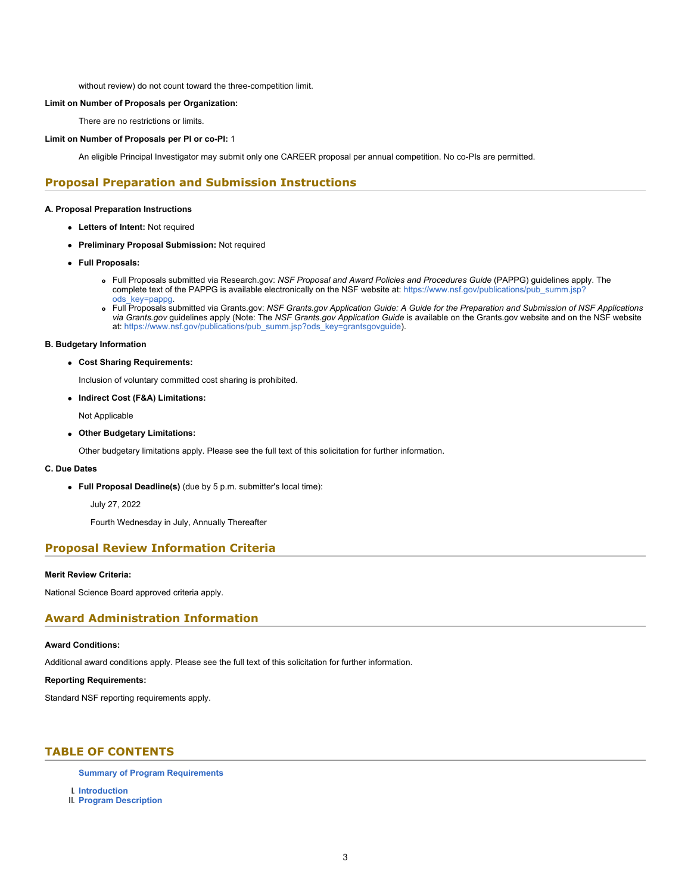without review) do not count toward the three-competition limit.

**Limit on Number of Proposals per Organization:**

There are no restrictions or limits.

**Limit on Number of Proposals per PI or co-PI:** 1

An eligible Principal Investigator may submit only one CAREER proposal per annual competition. No co-PIs are permitted.

## Proposal Preparation and Submission Instructions

**A. Proposal Preparation Instructions**

- **Letters of Intent:** Not required
- **Preliminary Proposal Submission:** Not required
- **Full Proposals:**
  - Full Proposals submitted via Research.gov: *NSF Proposal and Award Policies and Procedures Guide* (PAPPG) guidelines apply. The complete text of the PAPPG is available electronically on the NSF website at: https://www.nsf.gov/publications/pub_summ.jsp?ods_key=pappg.
  - Full Proposals submitted via Grants.gov: *NSF Grants.gov Application Guide: A Guide for the Preparation and Submission of NSF Applications via Grants.gov* guidelines apply (Note: The *NSF Grants.gov Application Guide* is available on the Grants.gov website and on the NSF website at: https://www.nsf.gov/publications/pub_summ.jsp?ods_key=grantsgovguide).

**B. Budgetary Information**

- **Cost Sharing Requirements:**

  Inclusion of voluntary committed cost sharing is prohibited.

- **Indirect Cost (F&A) Limitations:**

  Not Applicable

- **Other Budgetary Limitations:**

  Other budgetary limitations apply. Please see the full text of this solicitation for further information.

**C. Due Dates**

- **Full Proposal Deadline(s)** (due by 5 p.m. submitter's local time):

  July 27, 2022

  Fourth Wednesday in July, Annually Thereafter

## Proposal Review Information Criteria

**Merit Review Criteria:**

National Science Board approved criteria apply.

## Award Administration Information

**Award Conditions:**

Additional award conditions apply. Please see the full text of this solicitation for further information.

**Reporting Requirements:**

Standard NSF reporting requirements apply.

## TABLE OF CONTENTS

**Summary of Program Requirements**

I. **Introduction**
II. **Program Description**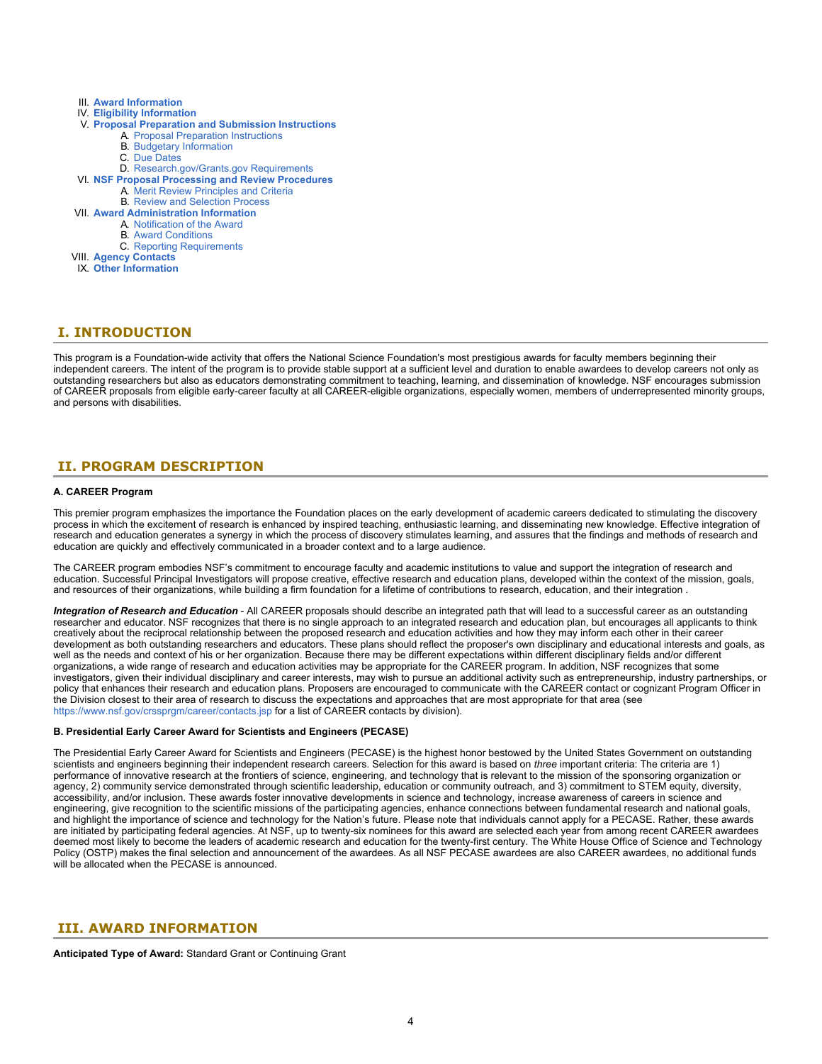III. Award Information
IV. Eligibility Information
V. Proposal Preparation and Submission Instructions
    A. Proposal Preparation Instructions
    B. Budgetary Information
    C. Due Dates
    D. Research.gov/Grants.gov Requirements
VI. NSF Proposal Processing and Review Procedures
    A. Merit Review Principles and Criteria
    B. Review and Selection Process
VII. Award Administration Information
    A. Notification of the Award
    B. Award Conditions
    C. Reporting Requirements
VIII. Agency Contacts
IX. Other Information

## I. INTRODUCTION

This program is a Foundation-wide activity that offers the National Science Foundation's most prestigious awards for faculty members beginning their independent careers. The intent of the program is to provide stable support at a sufficient level and duration to enable awardees to develop careers not only as outstanding researchers but also as educators demonstrating commitment to teaching, learning, and dissemination of knowledge. NSF encourages submission of CAREER proposals from eligible early-career faculty at all CAREER-eligible organizations, especially women, members of underrepresented minority groups, and persons with disabilities.

## II. PROGRAM DESCRIPTION

**A. CAREER Program**

This premier program emphasizes the importance the Foundation places on the early development of academic careers dedicated to stimulating the discovery process in which the excitement of research is enhanced by inspired teaching, enthusiastic learning, and disseminating new knowledge. Effective integration of research and education generates a synergy in which the process of discovery stimulates learning, and assures that the findings and methods of research and education are quickly and effectively communicated in a broader context and to a large audience.

The CAREER program embodies NSF's commitment to encourage faculty and academic institutions to value and support the integration of research and education. Successful Principal Investigators will propose creative, effective research and education plans, developed within the context of the mission, goals, and resources of their organizations, while building a firm foundation for a lifetime of contributions to research, education, and their integration .

***Integration of Research and Education*** - All CAREER proposals should describe an integrated path that will lead to a successful career as an outstanding researcher and educator. NSF recognizes that there is no single approach to an integrated research and education plan, but encourages all applicants to think creatively about the reciprocal relationship between the proposed research and education activities and how they may inform each other in their career development as both outstanding researchers and educators. These plans should reflect the proposer's own disciplinary and educational interests and goals, as well as the needs and context of his or her organization. Because there may be different expectations within different disciplinary fields and/or different organizations, a wide range of research and education activities may be appropriate for the CAREER program. In addition, NSF recognizes that some investigators, given their individual disciplinary and career interests, may wish to pursue an additional activity such as entrepreneurship, industry partnerships, or policy that enhances their research and education plans. Proposers are encouraged to communicate with the CAREER contact or cognizant Program Officer in the Division closest to their area of research to discuss the expectations and approaches that are most appropriate for that area (see https://www.nsf.gov/crssprgm/career/contacts.jsp for a list of CAREER contacts by division).

**B. Presidential Early Career Award for Scientists and Engineers (PECASE)**

The Presidential Early Career Award for Scientists and Engineers (PECASE) is the highest honor bestowed by the United States Government on outstanding scientists and engineers beginning their independent research careers. Selection for this award is based on *three* important criteria: The criteria are 1) performance of innovative research at the frontiers of science, engineering, and technology that is relevant to the mission of the sponsoring organization or agency, 2) community service demonstrated through scientific leadership, education or community outreach, and 3) commitment to STEM equity, diversity, accessibility, and/or inclusion. These awards foster innovative developments in science and technology, increase awareness of careers in science and engineering, give recognition to the scientific missions of the participating agencies, enhance connections between fundamental research and national goals, and highlight the importance of science and technology for the Nation's future. Please note that individuals cannot apply for a PECASE. Rather, these awards are initiated by participating federal agencies. At NSF, up to twenty-six nominees for this award are selected each year from among recent CAREER awardees deemed most likely to become the leaders of academic research and education for the twenty-first century. The White House Office of Science and Technology Policy (OSTP) makes the final selection and announcement of the awardees. As all NSF PECASE awardees are also CAREER awardees, no additional funds will be allocated when the PECASE is announced.

## III. AWARD INFORMATION

**Anticipated Type of Award:** Standard Grant or Continuing Grant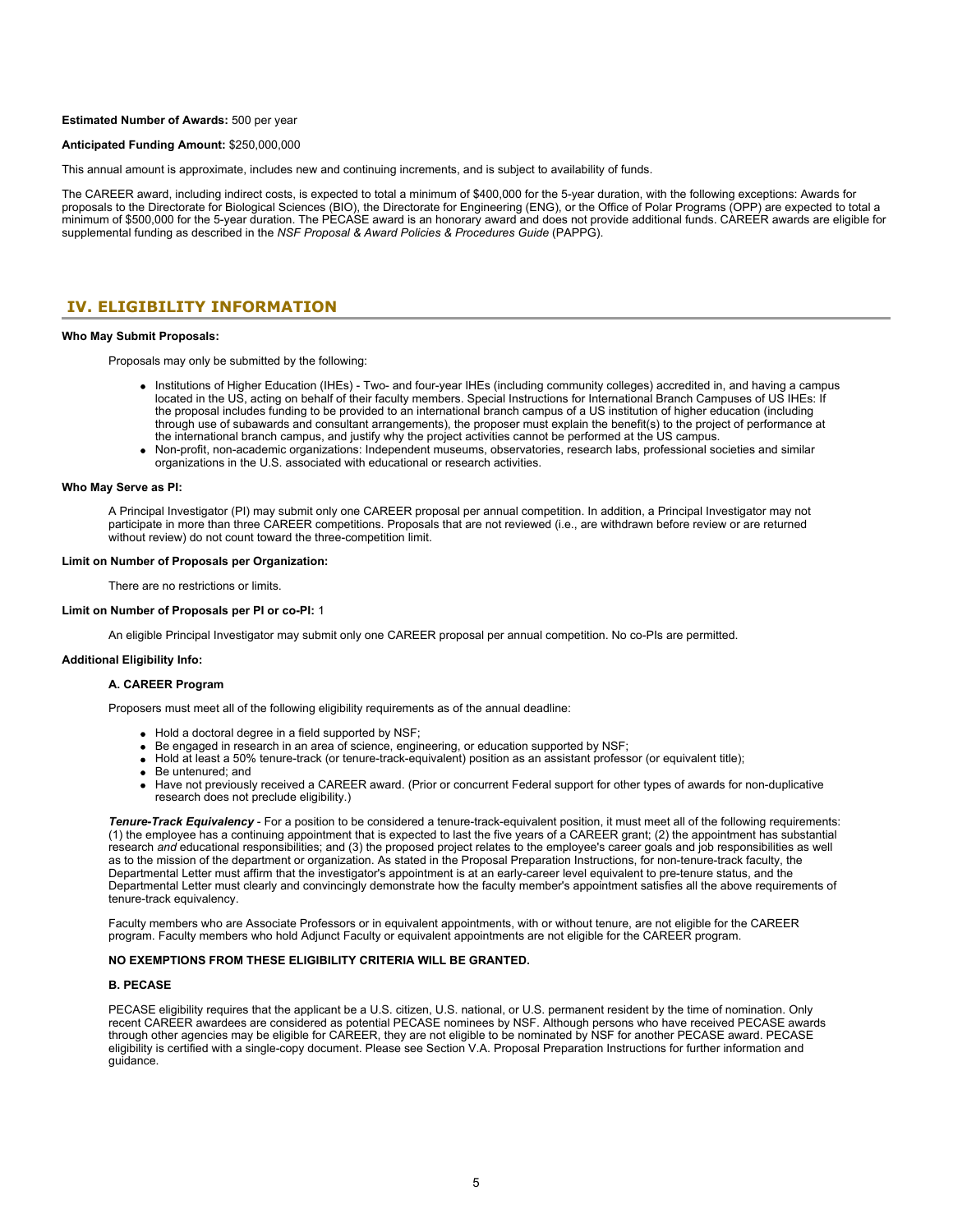**Estimated Number of Awards:** 500 per year

**Anticipated Funding Amount:** $250,000,000

This annual amount is approximate, includes new and continuing increments, and is subject to availability of funds.

The CAREER award, including indirect costs, is expected to total a minimum of $400,000 for the 5-year duration, with the following exceptions: Awards for proposals to the Directorate for Biological Sciences (BIO), the Directorate for Engineering (ENG), or the Office of Polar Programs (OPP) are expected to total a minimum of $500,000 for the 5-year duration. The PECASE award is an honorary award and does not provide additional funds. CAREER awards are eligible for supplemental funding as described in the *NSF Proposal & Award Policies & Procedures Guide* (PAPPG).

## IV. ELIGIBILITY INFORMATION

**Who May Submit Proposals:**

Proposals may only be submitted by the following:

- Institutions of Higher Education (IHEs) - Two- and four-year IHEs (including community colleges) accredited in, and having a campus located in the US, acting on behalf of their faculty members. Special Instructions for International Branch Campuses of US IHEs: If the proposal includes funding to be provided to an international branch campus of a US institution of higher education (including through use of subawards and consultant arrangements), the proposer must explain the benefit(s) to the project of performance at the international branch campus, and justify why the project activities cannot be performed at the US campus.
- Non-profit, non-academic organizations: Independent museums, observatories, research labs, professional societies and similar organizations in the U.S. associated with educational or research activities.

**Who May Serve as PI:**

A Principal Investigator (PI) may submit only one CAREER proposal per annual competition. In addition, a Principal Investigator may not participate in more than three CAREER competitions. Proposals that are not reviewed (i.e., are withdrawn before review or are returned without review) do not count toward the three-competition limit.

**Limit on Number of Proposals per Organization:**

There are no restrictions or limits.

**Limit on Number of Proposals per PI or co-PI:** 1

An eligible Principal Investigator may submit only one CAREER proposal per annual competition. No co-PIs are permitted.

**Additional Eligibility Info:**

**A. CAREER Program**

Proposers must meet all of the following eligibility requirements as of the annual deadline:

- Hold a doctoral degree in a field supported by NSF;
- Be engaged in research in an area of science, engineering, or education supported by NSF;
- Hold at least a 50% tenure-track (or tenure-track-equivalent) position as an assistant professor (or equivalent title);
- Be untenured; and
- Have not previously received a CAREER award. (Prior or concurrent Federal support for other types of awards for non-duplicative research does not preclude eligibility.)

***Tenure-Track Equivalency*** - For a position to be considered a tenure-track-equivalent position, it must meet all of the following requirements: (1) the employee has a continuing appointment that is expected to last the five years of a CAREER grant; (2) the appointment has substantial research *and* educational responsibilities; and (3) the proposed project relates to the employee's career goals and job responsibilities as well as to the mission of the department or organization. As stated in the Proposal Preparation Instructions, for non-tenure-track faculty, the Departmental Letter must affirm that the investigator's appointment is at an early-career level equivalent to pre-tenure status, and the Departmental Letter must clearly and convincingly demonstrate how the faculty member's appointment satisfies all the above requirements of tenure-track equivalency.

Faculty members who are Associate Professors or in equivalent appointments, with or without tenure, are not eligible for the CAREER program. Faculty members who hold Adjunct Faculty or equivalent appointments are not eligible for the CAREER program.

**NO EXEMPTIONS FROM THESE ELIGIBILITY CRITERIA WILL BE GRANTED.**

**B. PECASE**

PECASE eligibility requires that the applicant be a U.S. citizen, U.S. national, or U.S. permanent resident by the time of nomination. Only recent CAREER awardees are considered as potential PECASE nominees by NSF. Although persons who have received PECASE awards through other agencies may be eligible for CAREER, they are not eligible to be nominated by NSF for another PECASE award. PECASE eligibility is certified with a single-copy document. Please see Section V.A. Proposal Preparation Instructions for further information and guidance.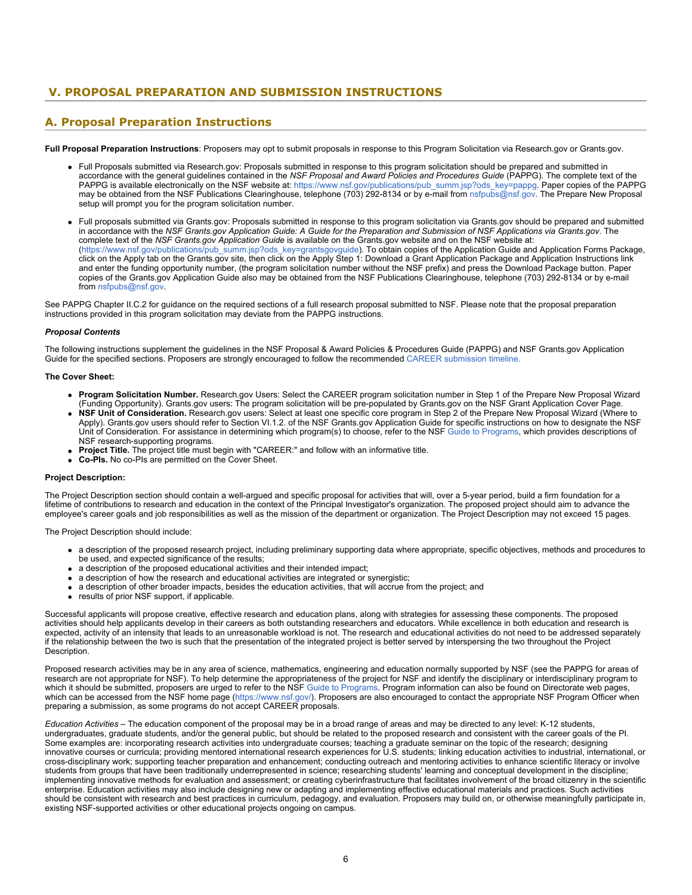## V. PROPOSAL PREPARATION AND SUBMISSION INSTRUCTIONS

### A. Proposal Preparation Instructions

**Full Proposal Preparation Instructions**: Proposers may opt to submit proposals in response to this Program Solicitation via Research.gov or Grants.gov.

- Full Proposals submitted via Research.gov: Proposals submitted in response to this program solicitation should be prepared and submitted in accordance with the general guidelines contained in the *NSF Proposal and Award Policies and Procedures Guide* (PAPPG). The complete text of the PAPPG is available electronically on the NSF website at: https://www.nsf.gov/publications/pub_summ.jsp?ods_key=pappg. Paper copies of the PAPPG may be obtained from the NSF Publications Clearinghouse, telephone (703) 292-8134 or by e-mail from nsfpubs@nsf.gov. The Prepare New Proposal setup will prompt you for the program solicitation number.

- Full proposals submitted via Grants.gov: Proposals submitted in response to this program solicitation via Grants.gov should be prepared and submitted in accordance with the *NSF Grants.gov Application Guide: A Guide for the Preparation and Submission of NSF Applications via Grants.gov*. The complete text of the *NSF Grants.gov Application Guide* is available on the Grants.gov website and on the NSF website at: (https://www.nsf.gov/publications/pub_summ.jsp?ods_key=grantsgovguide). To obtain copies of the Application Guide and Application Forms Package, click on the Apply tab on the Grants.gov site, then click on the Apply Step 1: Download a Grant Application Package and Application Instructions link and enter the funding opportunity number, (the program solicitation number without the NSF prefix) and press the Download Package button. Paper copies of the Grants.gov Application Guide also may be obtained from the NSF Publications Clearinghouse, telephone (703) 292-8134 or by e-mail from nsfpubs@nsf.gov.

See PAPPG Chapter II.C.2 for guidance on the required sections of a full research proposal submitted to NSF. Please note that the proposal preparation instructions provided in this program solicitation may deviate from the PAPPG instructions.

***Proposal Contents***

The following instructions supplement the guidelines in the NSF Proposal & Award Policies & Procedures Guide (PAPPG) and NSF Grants.gov Application Guide for the specified sections. Proposers are strongly encouraged to follow the recommended CAREER submission timeline.

**The Cover Sheet:**

- **Program Solicitation Number.** Research.gov Users: Select the CAREER program solicitation number in Step 1 of the Prepare New Proposal Wizard (Funding Opportunity). Grants.gov users: The program solicitation will be pre-populated by Grants.gov on the NSF Grant Application Cover Page.
- **NSF Unit of Consideration.** Research.gov users: Select at least one specific core program in Step 2 of the Prepare New Proposal Wizard (Where to Apply). Grants.gov users should refer to Section VI.1.2. of the NSF Grants.gov Application Guide for specific instructions on how to designate the NSF Unit of Consideration. For assistance in determining which program(s) to choose, refer to the NSF Guide to Programs, which provides descriptions of NSF research-supporting programs.
- **Project Title.** The project title must begin with "CAREER:" and follow with an informative title.
- **Co-PIs.** No co-PIs are permitted on the Cover Sheet.

**Project Description:**

The Project Description section should contain a well-argued and specific proposal for activities that will, over a 5-year period, build a firm foundation for a lifetime of contributions to research and education in the context of the Principal Investigator's organization. The proposed project should aim to advance the employee's career goals and job responsibilities as well as the mission of the department or organization. The Project Description may not exceed 15 pages.

The Project Description should include:

- a description of the proposed research project, including preliminary supporting data where appropriate, specific objectives, methods and procedures to be used, and expected significance of the results;
- a description of the proposed educational activities and their intended impact;
- a description of how the research and educational activities are integrated or synergistic;
- a description of other broader impacts, besides the education activities, that will accrue from the project; and
- results of prior NSF support, if applicable.

Successful applicants will propose creative, effective research and education plans, along with strategies for assessing these components. The proposed activities should help applicants develop in their careers as both outstanding researchers and educators. While excellence in both education and research is expected, activity of an intensity that leads to an unreasonable workload is not. The research and educational activities do not need to be addressed separately if the relationship between the two is such that the presentation of the integrated project is better served by interspersing the two throughout the Project Description.

Proposed research activities may be in any area of science, mathematics, engineering and education normally supported by NSF (see the PAPPG for areas of research are not appropriate for NSF). To help determine the appropriateness of the project for NSF and identify the disciplinary or interdisciplinary program to which it should be submitted, proposers are urged to refer to the NSF Guide to Programs. Program information can also be found on Directorate web pages, which can be accessed from the NSF home page (https://www.nsf.gov/). Proposers are also encouraged to contact the appropriate NSF Program Officer when preparing a submission, as some programs do not accept CAREER proposals.

*Education Activities* – The education component of the proposal may be in a broad range of areas and may be directed to any level: K-12 students, undergraduates, graduate students, and/or the general public, but should be related to the proposed research and consistent with the career goals of the PI. Some examples are: incorporating research activities into undergraduate courses; teaching a graduate seminar on the topic of the research; designing innovative courses or curricula; providing mentored international research experiences for U.S. students; linking education activities to industrial, international, or cross-disciplinary work; supporting teacher preparation and enhancement; conducting outreach and mentoring activities to enhance scientific literacy or involve students from groups that have been traditionally underrepresented in science; researching students' learning and conceptual development in the discipline; implementing innovative methods for evaluation and assessment; or creating cyberinfrastructure that facilitates involvement of the broad citizenry in the scientific enterprise. Education activities may also include designing new or adapting and implementing effective educational materials and practices. Such activities should be consistent with research and best practices in curriculum, pedagogy, and evaluation. Proposers may build on, or otherwise meaningfully participate in, existing NSF-supported activities or other educational projects ongoing on campus.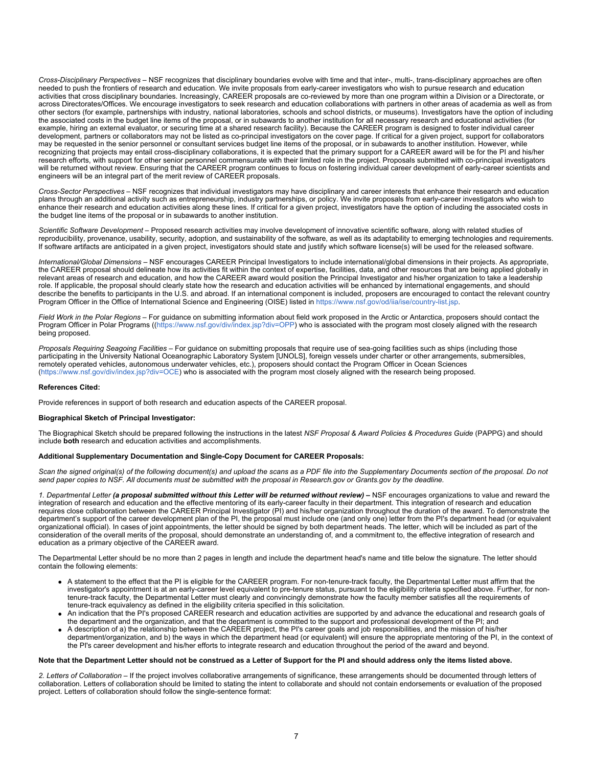*Cross-Disciplinary Perspectives* – NSF recognizes that disciplinary boundaries evolve with time and that inter-, multi-, trans-disciplinary approaches are often needed to push the frontiers of research and education. We invite proposals from early-career investigators who wish to pursue research and education activities that cross disciplinary boundaries. Increasingly, CAREER proposals are co-reviewed by more than one program within a Division or a Directorate, or across Directorates/Offices. We encourage investigators to seek research and education collaborations with partners in other areas of academia as well as from other sectors (for example, partnerships with industry, national laboratories, schools and school districts, or museums). Investigators have the option of including the associated costs in the budget line items of the proposal, or in subawards to another institution for all necessary research and educational activities (for example, hiring an external evaluator, or securing time at a shared research facility). Because the CAREER program is designed to foster individual career development, partners or collaborators may not be listed as co-principal investigators on the cover page. If critical for a given project, support for collaborators may be requested in the senior personnel or consultant services budget line items of the proposal, or in subawards to another institution. However, while recognizing that projects may entail cross-disciplinary collaborations, it is expected that the primary support for a CAREER award will be for the PI and his/her research efforts, with support for other senior personnel commensurate with their limited role in the project. Proposals submitted with co-principal investigators will be returned without review. Ensuring that the CAREER program continues to focus on fostering individual career development of early-career scientists and engineers will be an integral part of the merit review of CAREER proposals.

*Cross-Sector Perspectives* – NSF recognizes that individual investigators may have disciplinary and career interests that enhance their research and education plans through an additional activity such as entrepreneurship, industry partnerships, or policy. We invite proposals from early-career investigators who wish to enhance their research and education activities along these lines. If critical for a given project, investigators have the option of including the associated costs in the budget line items of the proposal or in subawards to another institution.

*Scientific Software Development* – Proposed research activities may involve development of innovative scientific software, along with related studies of reproducibility, provenance, usability, security, adoption, and sustainability of the software, as well as its adaptability to emerging technologies and requirements. If software artifacts are anticipated in a given project, investigators should state and justify which software license(s) will be used for the released software.

*International/Global Dimensions* – NSF encourages CAREER Principal Investigators to include international/global dimensions in their projects. As appropriate, the CAREER proposal should delineate how its activities fit within the context of expertise, facilities, data, and other resources that are being applied globally in relevant areas of research and education, and how the CAREER award would position the Principal Investigator and his/her organization to take a leadership role. If applicable, the proposal should clearly state how the research and education activities will be enhanced by international engagements, and should describe the benefits to participants in the U.S. and abroad. If an international component is included, proposers are encouraged to contact the relevant country Program Officer in the Office of International Science and Engineering (OISE) listed in https://www.nsf.gov/od/iia/ise/country-list.jsp.

*Field Work in the Polar Regions* – For guidance on submitting information about field work proposed in the Arctic or Antarctica, proposers should contact the Program Officer in Polar Programs ((https://www.nsf.gov/div/index.jsp?div=OPP) who is associated with the program most closely aligned with the research being proposed.

*Proposals Requiring Seagoing Facilities* – For guidance on submitting proposals that require use of sea-going facilities such as ships (including those participating in the University National Oceanographic Laboratory System [UNOLS], foreign vessels under charter or other arrangements, submersibles, remotely operated vehicles, autonomous underwater vehicles, etc.), proposers should contact the Program Officer in Ocean Sciences (https://www.nsf.gov/div/index.jsp?div=OCE) who is associated with the program most closely aligned with the research being proposed.

**References Cited:**

Provide references in support of both research and education aspects of the CAREER proposal.

**Biographical Sketch of Principal Investigator:**

The Biographical Sketch should be prepared following the instructions in the latest *NSF Proposal & Award Policies & Procedures Guide* (PAPPG) and should include **both** research and education activities and accomplishments.

**Additional Supplementary Documentation and Single-Copy Document for CAREER Proposals:**

*Scan the signed original(s) of the following document(s) and upload the scans as a PDF file into the Supplementary Documents section of the proposal. Do not send paper copies to NSF. All documents must be submitted with the proposal in Research.gov or Grants.gov by the deadline.*

*1. Departmental Letter* ***(a proposal submitted without this Letter will be returned without review) –*** NSF encourages organizations to value and reward the integration of research and education and the effective mentoring of its early-career faculty in their department. This integration of research and education requires close collaboration between the CAREER Principal Investigator (PI) and his/her organization throughout the duration of the award. To demonstrate the department's support of the career development plan of the PI, the proposal must include one (and only one) letter from the PI's department head (or equivalent organizational official). In cases of joint appointments, the letter should be signed by both department heads. The letter, which will be included as part of the consideration of the overall merits of the proposal, should demonstrate an understanding of, and a commitment to, the effective integration of research and education as a primary objective of the CAREER award.

The Departmental Letter should be no more than 2 pages in length and include the department head's name and title below the signature. The letter should contain the following elements:

- A statement to the effect that the PI is eligible for the CAREER program. For non-tenure-track faculty, the Departmental Letter must affirm that the investigator's appointment is at an early-career level equivalent to pre-tenure status, pursuant to the eligibility criteria specified above. Further, for non-tenure-track faculty, the Departmental Letter must clearly and convincingly demonstrate how the faculty member satisfies all the requirements of tenure-track equivalency as defined in the eligibility criteria specified in this solicitation.
- An indication that the PI's proposed CAREER research and education activities are supported by and advance the educational and research goals of the department and the organization, and that the department is committed to the support and professional development of the PI; and
- A description of a) the relationship between the CAREER project, the PI's career goals and job responsibilities, and the mission of his/her department/organization, and b) the ways in which the department head (or equivalent) will ensure the appropriate mentoring of the PI, in the context of the PI's career development and his/her efforts to integrate research and education throughout the period of the award and beyond.

**Note that the Department Letter should not be construed as a Letter of Support for the PI and should address only the items listed above.**

*2. Letters of Collaboration* – If the project involves collaborative arrangements of significance, these arrangements should be documented through letters of collaboration. Letters of collaboration should be limited to stating the intent to collaborate and should not contain endorsements or evaluation of the proposed project. Letters of collaboration should follow the single-sentence format: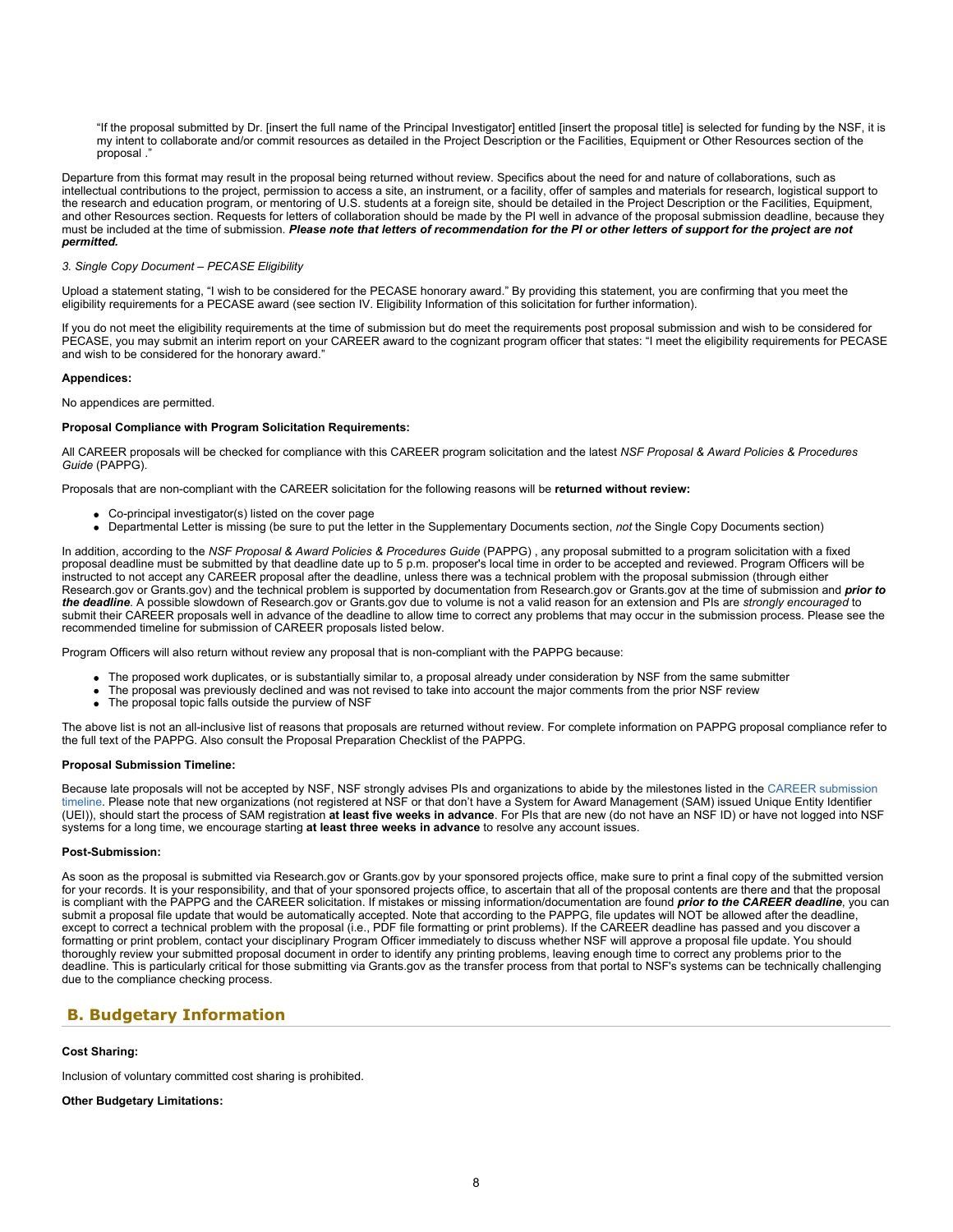> "If the proposal submitted by Dr. [insert the full name of the Principal Investigator] entitled [insert the proposal title] is selected for funding by the NSF, it is my intent to collaborate and/or commit resources as detailed in the Project Description or the Facilities, Equipment or Other Resources section of the proposal ."

Departure from this format may result in the proposal being returned without review. Specifics about the need for and nature of collaborations, such as intellectual contributions to the project, permission to access a site, an instrument, or a facility, offer of samples and materials for research, logistical support to the research and education program, or mentoring of U.S. students at a foreign site, should be detailed in the Project Description or the Facilities, Equipment, and other Resources section. Requests for letters of collaboration should be made by the PI well in advance of the proposal submission deadline, because they must be included at the time of submission. ***Please note that letters of recommendation for the PI or other letters of support for the project are not permitted.***

*3. Single Copy Document – PECASE Eligibility*

Upload a statement stating, "I wish to be considered for the PECASE honorary award." By providing this statement, you are confirming that you meet the eligibility requirements for a PECASE award (see section IV. Eligibility Information of this solicitation for further information).

If you do not meet the eligibility requirements at the time of submission but do meet the requirements post proposal submission and wish to be considered for PECASE, you may submit an interim report on your CAREER award to the cognizant program officer that states: "I meet the eligibility requirements for PECASE and wish to be considered for the honorary award."

**Appendices:**

No appendices are permitted.

**Proposal Compliance with Program Solicitation Requirements:**

All CAREER proposals will be checked for compliance with this CAREER program solicitation and the latest *NSF Proposal & Award Policies & Procedures Guide* (PAPPG).

Proposals that are non-compliant with the CAREER solicitation for the following reasons will be **returned without review:**

- Co-principal investigator(s) listed on the cover page
- Departmental Letter is missing (be sure to put the letter in the Supplementary Documents section, *not* the Single Copy Documents section)

In addition, according to the *NSF Proposal & Award Policies & Procedures Guide* (PAPPG) , any proposal submitted to a program solicitation with a fixed proposal deadline must be submitted by that deadline date up to 5 p.m. proposer's local time in order to be accepted and reviewed. Program Officers will be instructed to not accept any CAREER proposal after the deadline, unless there was a technical problem with the proposal submission (through either Research.gov or Grants.gov) and the technical problem is supported by documentation from Research.gov or Grants.gov at the time of submission and ***prior to the deadline***. A possible slowdown of Research.gov or Grants.gov due to volume is not a valid reason for an extension and PIs are *strongly encouraged* to submit their CAREER proposals well in advance of the deadline to allow time to correct any problems that may occur in the submission process. Please see the recommended timeline for submission of CAREER proposals listed below.

Program Officers will also return without review any proposal that is non-compliant with the PAPPG because:

- The proposed work duplicates, or is substantially similar to, a proposal already under consideration by NSF from the same submitter
- The proposal was previously declined and was not revised to take into account the major comments from the prior NSF review
- The proposal topic falls outside the purview of NSF

The above list is not an all-inclusive list of reasons that proposals are returned without review. For complete information on PAPPG proposal compliance refer to the full text of the PAPPG. Also consult the Proposal Preparation Checklist of the PAPPG.

**Proposal Submission Timeline:**

Because late proposals will not be accepted by NSF, NSF strongly advises PIs and organizations to abide by the milestones listed in the CAREER submission timeline. Please note that new organizations (not registered at NSF or that don't have a System for Award Management (SAM) issued Unique Entity Identifier (UEI)), should start the process of SAM registration **at least five weeks in advance**. For PIs that are new (do not have an NSF ID) or have not logged into NSF systems for a long time, we encourage starting **at least three weeks in advance** to resolve any account issues.

**Post-Submission:**

As soon as the proposal is submitted via Research.gov or Grants.gov by your sponsored projects office, make sure to print a final copy of the submitted version for your records. It is your responsibility, and that of your sponsored projects office, to ascertain that all of the proposal contents are there and that the proposal is compliant with the PAPPG and the CAREER solicitation. If mistakes or missing information/documentation are found ***prior to the CAREER deadline***, you can submit a proposal file update that would be automatically accepted. Note that according to the PAPPG, file updates will NOT be allowed after the deadline, except to correct a technical problem with the proposal (i.e., PDF file formatting or print problems). If the CAREER deadline has passed and you discover a formatting or print problem, contact your disciplinary Program Officer immediately to discuss whether NSF will approve a proposal file update. You should thoroughly review your submitted proposal document in order to identify any printing problems, leaving enough time to correct any problems prior to the deadline. This is particularly critical for those submitting via Grants.gov as the transfer process from that portal to NSF's systems can be technically challenging due to the compliance checking process.

## B. Budgetary Information

**Cost Sharing:**

Inclusion of voluntary committed cost sharing is prohibited.

**Other Budgetary Limitations:**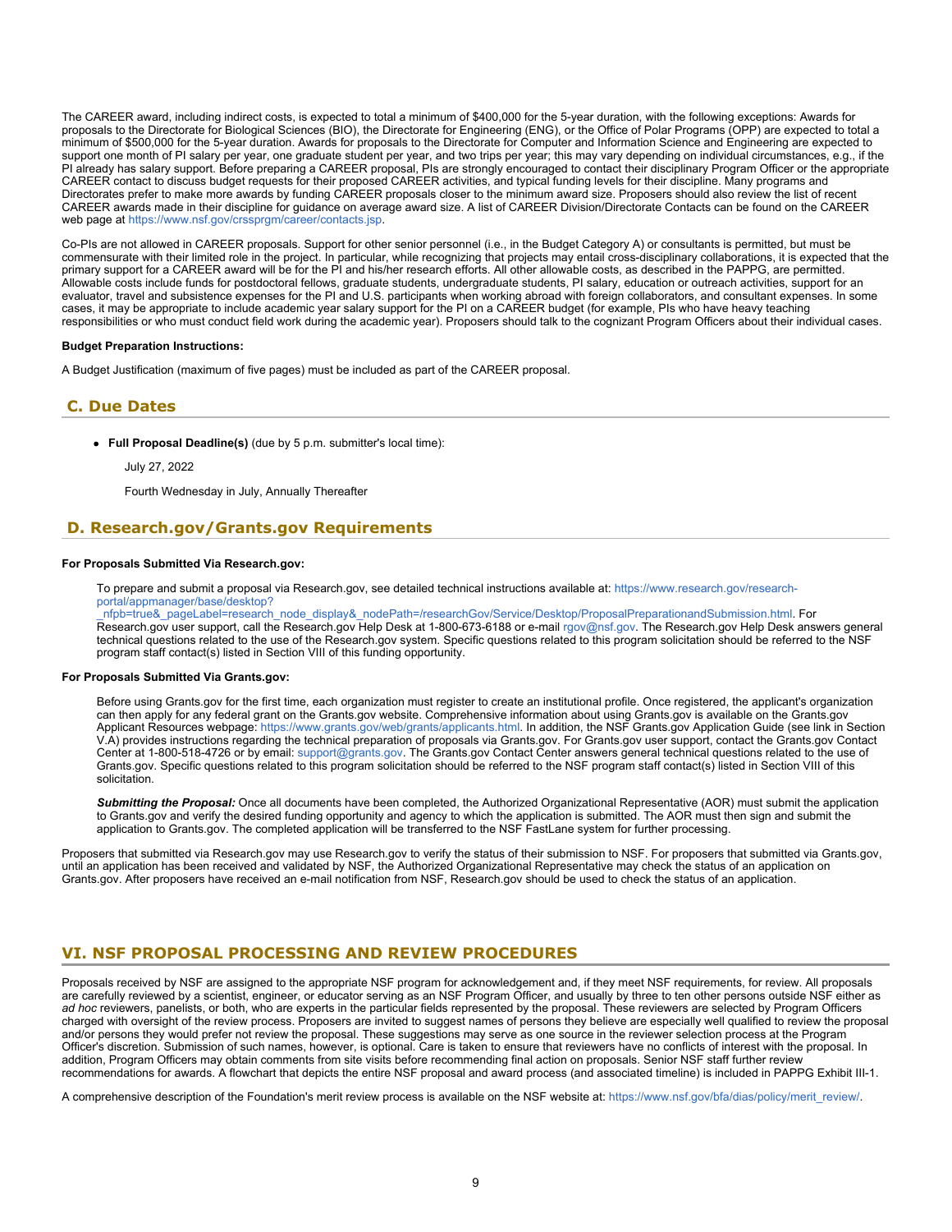The CAREER award, including indirect costs, is expected to total a minimum of $400,000 for the 5-year duration, with the following exceptions: Awards for proposals to the Directorate for Biological Sciences (BIO), the Directorate for Engineering (ENG), or the Office of Polar Programs (OPP) are expected to total a minimum of $500,000 for the 5-year duration. Awards for proposals to the Directorate for Computer and Information Science and Engineering are expected to support one month of PI salary per year, one graduate student per year, and two trips per year; this may vary depending on individual circumstances, e.g., if the PI already has salary support. Before preparing a CAREER proposal, PIs are strongly encouraged to contact their disciplinary Program Officer or the appropriate CAREER contact to discuss budget requests for their proposed CAREER activities, and typical funding levels for their discipline. Many programs and Directorates prefer to make more awards by funding CAREER proposals closer to the minimum award size. Proposers should also review the list of recent CAREER awards made in their discipline for guidance on average award size. A list of CAREER Division/Directorate Contacts can be found on the CAREER web page at https://www.nsf.gov/crssprgm/career/contacts.jsp.

Co-PIs are not allowed in CAREER proposals. Support for other senior personnel (i.e., in the Budget Category A) or consultants is permitted, but must be commensurate with their limited role in the project. In particular, while recognizing that projects may entail cross-disciplinary collaborations, it is expected that the primary support for a CAREER award will be for the PI and his/her research efforts. All other allowable costs, as described in the PAPPG, are permitted. Allowable costs include funds for postdoctoral fellows, graduate students, undergraduate students, PI salary, education or outreach activities, support for an evaluator, travel and subsistence expenses for the PI and U.S. participants when working abroad with foreign collaborators, and consultant expenses. In some cases, it may be appropriate to include academic year salary support for the PI on a CAREER budget (for example, PIs who have heavy teaching responsibilities or who must conduct field work during the academic year). Proposers should talk to the cognizant Program Officers about their individual cases.

**Budget Preparation Instructions:**

A Budget Justification (maximum of five pages) must be included as part of the CAREER proposal.

## C. Due Dates

- **Full Proposal Deadline(s)** (due by 5 p.m. submitter's local time):

  July 27, 2022

  Fourth Wednesday in July, Annually Thereafter

## D. Research.gov/Grants.gov Requirements

**For Proposals Submitted Via Research.gov:**

To prepare and submit a proposal via Research.gov, see detailed technical instructions available at: https://www.research.gov/research-portal/appmanager/base/desktop?_nfpb=true&_pageLabel=research_node_display&_nodePath=/researchGov/Service/Desktop/ProposalPreparationandSubmission.html. For Research.gov user support, call the Research.gov Help Desk at 1-800-673-6188 or e-mail rgov@nsf.gov. The Research.gov Help Desk answers general technical questions related to the use of the Research.gov system. Specific questions related to this program solicitation should be referred to the NSF program staff contact(s) listed in Section VIII of this funding opportunity.

**For Proposals Submitted Via Grants.gov:**

Before using Grants.gov for the first time, each organization must register to create an institutional profile. Once registered, the applicant's organization can then apply for any federal grant on the Grants.gov website. Comprehensive information about using Grants.gov is available on the Grants.gov Applicant Resources webpage: https://www.grants.gov/web/grants/applicants.html. In addition, the NSF Grants.gov Application Guide (see link in Section V.A) provides instructions regarding the technical preparation of proposals via Grants.gov. For Grants.gov user support, contact the Grants.gov Contact Center at 1-800-518-4726 or by email: support@grants.gov. The Grants.gov Contact Center answers general technical questions related to the use of Grants.gov. Specific questions related to this program solicitation should be referred to the NSF program staff contact(s) listed in Section VIII of this solicitation.

***Submitting the Proposal:*** Once all documents have been completed, the Authorized Organizational Representative (AOR) must submit the application to Grants.gov and verify the desired funding opportunity and agency to which the application is submitted. The AOR must then sign and submit the application to Grants.gov. The completed application will be transferred to the NSF FastLane system for further processing.

Proposers that submitted via Research.gov may use Research.gov to verify the status of their submission to NSF. For proposers that submitted via Grants.gov, until an application has been received and validated by NSF, the Authorized Organizational Representative may check the status of an application on Grants.gov. After proposers have received an e-mail notification from NSF, Research.gov should be used to check the status of an application.

# VI. NSF PROPOSAL PROCESSING AND REVIEW PROCEDURES

Proposals received by NSF are assigned to the appropriate NSF program for acknowledgement and, if they meet NSF requirements, for review. All proposals are carefully reviewed by a scientist, engineer, or educator serving as an NSF Program Officer, and usually by three to ten other persons outside NSF either as *ad hoc* reviewers, panelists, or both, who are experts in the particular fields represented by the proposal. These reviewers are selected by Program Officers charged with oversight of the review process. Proposers are invited to suggest names of persons they believe are especially well qualified to review the proposal and/or persons they would prefer not review the proposal. These suggestions may serve as one source in the reviewer selection process at the Program Officer's discretion. Submission of such names, however, is optional. Care is taken to ensure that reviewers have no conflicts of interest with the proposal. In addition, Program Officers may obtain comments from site visits before recommending final action on proposals. Senior NSF staff further review recommendations for awards. A flowchart that depicts the entire NSF proposal and award process (and associated timeline) is included in PAPPG Exhibit III-1.

A comprehensive description of the Foundation's merit review process is available on the NSF website at: https://www.nsf.gov/bfa/dias/policy/merit_review/.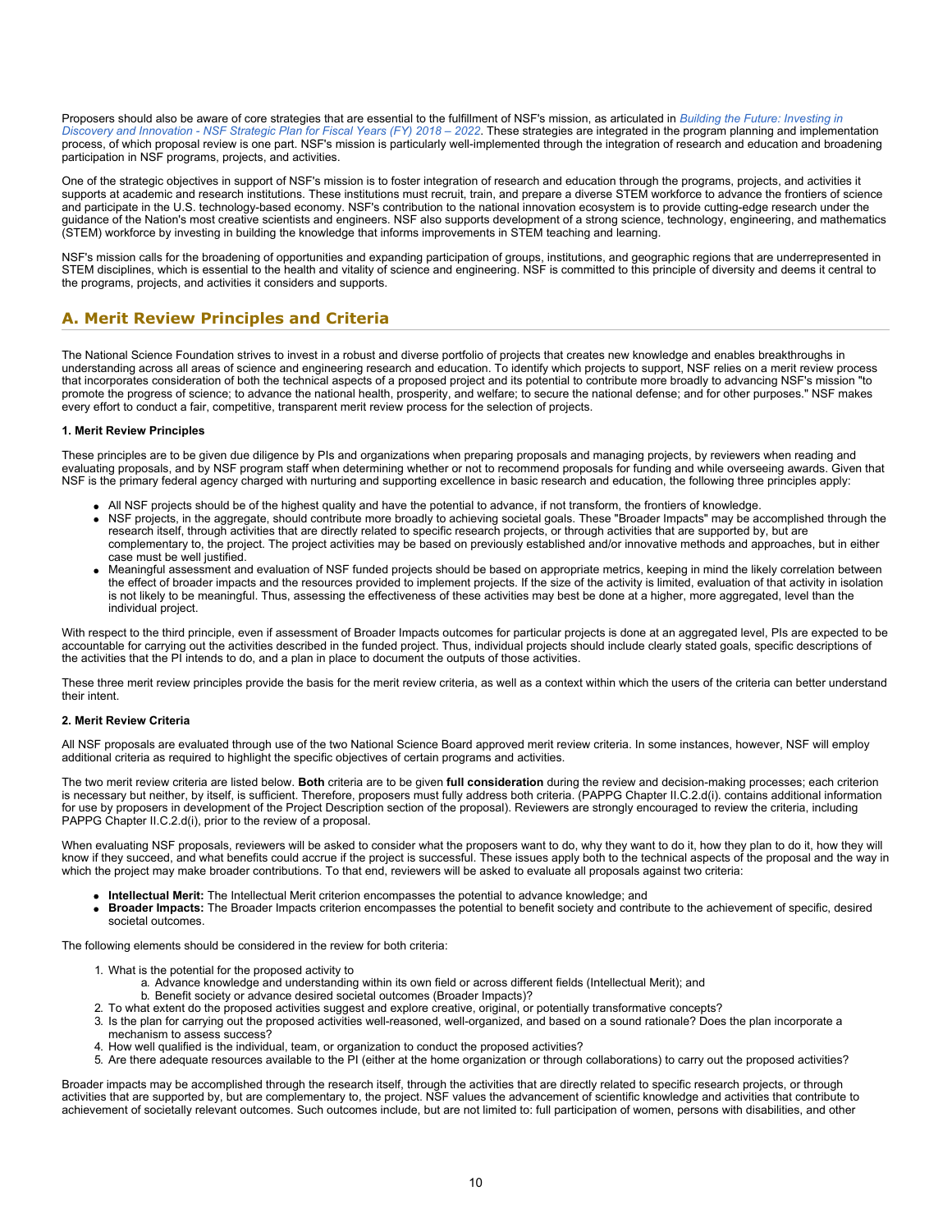Proposers should also be aware of core strategies that are essential to the fulfillment of NSF's mission, as articulated in *Building the Future: Investing in Discovery and Innovation - NSF Strategic Plan for Fiscal Years (FY) 2018 – 2022*. These strategies are integrated in the program planning and implementation process, of which proposal review is one part. NSF's mission is particularly well-implemented through the integration of research and education and broadening participation in NSF programs, projects, and activities.

One of the strategic objectives in support of NSF's mission is to foster integration of research and education through the programs, projects, and activities it supports at academic and research institutions. These institutions must recruit, train, and prepare a diverse STEM workforce to advance the frontiers of science and participate in the U.S. technology-based economy. NSF's contribution to the national innovation ecosystem is to provide cutting-edge research under the guidance of the Nation's most creative scientists and engineers. NSF also supports development of a strong science, technology, engineering, and mathematics (STEM) workforce by investing in building the knowledge that informs improvements in STEM teaching and learning.

NSF's mission calls for the broadening of opportunities and expanding participation of groups, institutions, and geographic regions that are underrepresented in STEM disciplines, which is essential to the health and vitality of science and engineering. NSF is committed to this principle of diversity and deems it central to the programs, projects, and activities it considers and supports.

## A. Merit Review Principles and Criteria

The National Science Foundation strives to invest in a robust and diverse portfolio of projects that creates new knowledge and enables breakthroughs in understanding across all areas of science and engineering research and education. To identify which projects to support, NSF relies on a merit review process that incorporates consideration of both the technical aspects of a proposed project and its potential to contribute more broadly to advancing NSF's mission "to promote the progress of science; to advance the national health, prosperity, and welfare; to secure the national defense; and for other purposes." NSF makes every effort to conduct a fair, competitive, transparent merit review process for the selection of projects.

**1. Merit Review Principles**

These principles are to be given due diligence by PIs and organizations when preparing proposals and managing projects, by reviewers when reading and evaluating proposals, and by NSF program staff when determining whether or not to recommend proposals for funding and while overseeing awards. Given that NSF is the primary federal agency charged with nurturing and supporting excellence in basic research and education, the following three principles apply:

- All NSF projects should be of the highest quality and have the potential to advance, if not transform, the frontiers of knowledge.
- NSF projects, in the aggregate, should contribute more broadly to achieving societal goals. These "Broader Impacts" may be accomplished through the research itself, through activities that are directly related to specific research projects, or through activities that are supported by, but are complementary to, the project. The project activities may be based on previously established and/or innovative methods and approaches, but in either case must be well justified.
- Meaningful assessment and evaluation of NSF funded projects should be based on appropriate metrics, keeping in mind the likely correlation between the effect of broader impacts and the resources provided to implement projects. If the size of the activity is limited, evaluation of that activity in isolation is not likely to be meaningful. Thus, assessing the effectiveness of these activities may best be done at a higher, more aggregated, level than the individual project.

With respect to the third principle, even if assessment of Broader Impacts outcomes for particular projects is done at an aggregated level, PIs are expected to be accountable for carrying out the activities described in the funded project. Thus, individual projects should include clearly stated goals, specific descriptions of the activities that the PI intends to do, and a plan in place to document the outputs of those activities.

These three merit review principles provide the basis for the merit review criteria, as well as a context within which the users of the criteria can better understand their intent.

**2. Merit Review Criteria**

All NSF proposals are evaluated through use of the two National Science Board approved merit review criteria. In some instances, however, NSF will employ additional criteria as required to highlight the specific objectives of certain programs and activities.

The two merit review criteria are listed below. **Both** criteria are to be given **full consideration** during the review and decision-making processes; each criterion is necessary but neither, by itself, is sufficient. Therefore, proposers must fully address both criteria. (PAPPG Chapter II.C.2.d(i). contains additional information for use by proposers in development of the Project Description section of the proposal). Reviewers are strongly encouraged to review the criteria, including PAPPG Chapter II.C.2.d(i), prior to the review of a proposal.

When evaluating NSF proposals, reviewers will be asked to consider what the proposers want to do, why they want to do it, how they plan to do it, how they will know if they succeed, and what benefits could accrue if the project is successful. These issues apply both to the technical aspects of the proposal and the way in which the project may make broader contributions. To that end, reviewers will be asked to evaluate all proposals against two criteria:

- **Intellectual Merit:** The Intellectual Merit criterion encompasses the potential to advance knowledge; and
- **Broader Impacts:** The Broader Impacts criterion encompasses the potential to benefit society and contribute to the achievement of specific, desired societal outcomes.

The following elements should be considered in the review for both criteria:

1. What is the potential for the proposed activity to
    a. Advance knowledge and understanding within its own field or across different fields (Intellectual Merit); and
    b. Benefit society or advance desired societal outcomes (Broader Impacts)?
2. To what extent do the proposed activities suggest and explore creative, original, or potentially transformative concepts?
3. Is the plan for carrying out the proposed activities well-reasoned, well-organized, and based on a sound rationale? Does the plan incorporate a mechanism to assess success?
4. How well qualified is the individual, team, or organization to conduct the proposed activities?
5. Are there adequate resources available to the PI (either at the home organization or through collaborations) to carry out the proposed activities?

Broader impacts may be accomplished through the research itself, through the activities that are directly related to specific research projects, or through activities that are supported by, but are complementary to, the project. NSF values the advancement of scientific knowledge and activities that contribute to achievement of societally relevant outcomes. Such outcomes include, but are not limited to: full participation of women, persons with disabilities, and other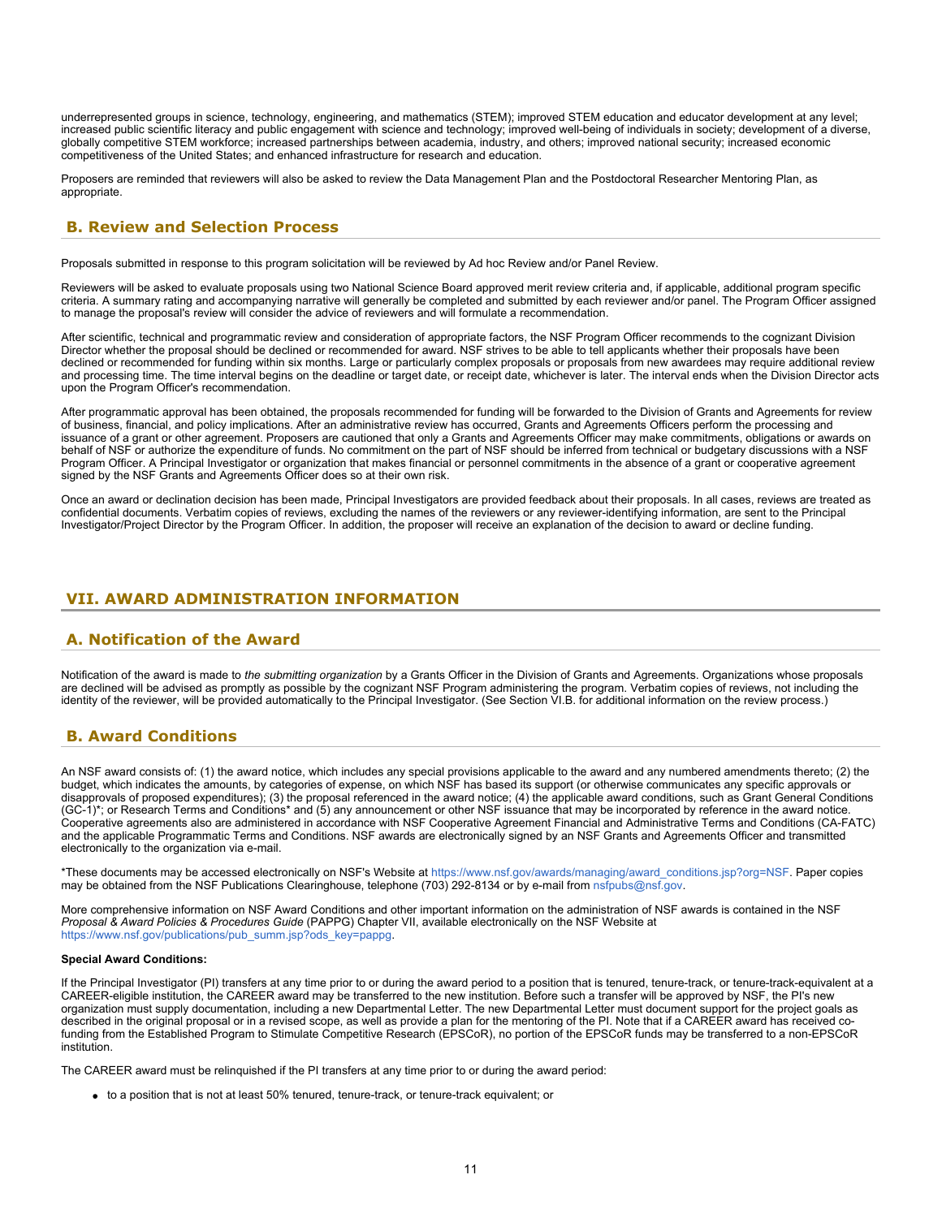underrepresented groups in science, technology, engineering, and mathematics (STEM); improved STEM education and educator development at any level; increased public scientific literacy and public engagement with science and technology; improved well-being of individuals in society; development of a diverse, globally competitive STEM workforce; increased partnerships between academia, industry, and others; improved national security; increased economic competitiveness of the United States; and enhanced infrastructure for research and education.

Proposers are reminded that reviewers will also be asked to review the Data Management Plan and the Postdoctoral Researcher Mentoring Plan, as appropriate.

## B. Review and Selection Process

Proposals submitted in response to this program solicitation will be reviewed by Ad hoc Review and/or Panel Review.

Reviewers will be asked to evaluate proposals using two National Science Board approved merit review criteria and, if applicable, additional program specific criteria. A summary rating and accompanying narrative will generally be completed and submitted by each reviewer and/or panel. The Program Officer assigned to manage the proposal's review will consider the advice of reviewers and will formulate a recommendation.

After scientific, technical and programmatic review and consideration of appropriate factors, the NSF Program Officer recommends to the cognizant Division Director whether the proposal should be declined or recommended for award. NSF strives to be able to tell applicants whether their proposals have been declined or recommended for funding within six months. Large or particularly complex proposals or proposals from new awardees may require additional review and processing time. The time interval begins on the deadline or target date, or receipt date, whichever is later. The interval ends when the Division Director acts upon the Program Officer's recommendation.

After programmatic approval has been obtained, the proposals recommended for funding will be forwarded to the Division of Grants and Agreements for review of business, financial, and policy implications. After an administrative review has occurred, Grants and Agreements Officers perform the processing and issuance of a grant or other agreement. Proposers are cautioned that only a Grants and Agreements Officer may make commitments, obligations or awards on behalf of NSF or authorize the expenditure of funds. No commitment on the part of NSF should be inferred from technical or budgetary discussions with a NSF Program Officer. A Principal Investigator or organization that makes financial or personnel commitments in the absence of a grant or cooperative agreement signed by the NSF Grants and Agreements Officer does so at their own risk.

Once an award or declination decision has been made, Principal Investigators are provided feedback about their proposals. In all cases, reviews are treated as confidential documents. Verbatim copies of reviews, excluding the names of the reviewers or any reviewer-identifying information, are sent to the Principal Investigator/Project Director by the Program Officer. In addition, the proposer will receive an explanation of the decision to award or decline funding.

# VII. AWARD ADMINISTRATION INFORMATION

## A. Notification of the Award

Notification of the award is made to *the submitting organization* by a Grants Officer in the Division of Grants and Agreements. Organizations whose proposals are declined will be advised as promptly as possible by the cognizant NSF Program administering the program. Verbatim copies of reviews, not including the identity of the reviewer, will be provided automatically to the Principal Investigator. (See Section VI.B. for additional information on the review process.)

## B. Award Conditions

An NSF award consists of: (1) the award notice, which includes any special provisions applicable to the award and any numbered amendments thereto; (2) the budget, which indicates the amounts, by categories of expense, on which NSF has based its support (or otherwise communicates any specific approvals or disapprovals of proposed expenditures); (3) the proposal referenced in the award notice; (4) the applicable award conditions, such as Grant General Conditions (GC-1)*; or Research Terms and Conditions* and (5) any announcement or other NSF issuance that may be incorporated by reference in the award notice. Cooperative agreements also are administered in accordance with NSF Cooperative Agreement Financial and Administrative Terms and Conditions (CA-FATC) and the applicable Programmatic Terms and Conditions. NSF awards are electronically signed by an NSF Grants and Agreements Officer and transmitted electronically to the organization via e-mail.

*These documents may be accessed electronically on NSF's Website at https://www.nsf.gov/awards/managing/award_conditions.jsp?org=NSF. Paper copies may be obtained from the NSF Publications Clearinghouse, telephone (703) 292-8134 or by e-mail from nsfpubs@nsf.gov.

More comprehensive information on NSF Award Conditions and other important information on the administration of NSF awards is contained in the NSF *Proposal & Award Policies & Procedures Guide* (PAPPG) Chapter VII, available electronically on the NSF Website at https://www.nsf.gov/publications/pub_summ.jsp?ods_key=pappg.

**Special Award Conditions:**

If the Principal Investigator (PI) transfers at any time prior to or during the award period to a position that is tenured, tenure-track, or tenure-track-equivalent at a CAREER-eligible institution, the CAREER award may be transferred to the new institution. Before such a transfer will be approved by NSF, the PI's new organization must supply documentation, including a new Departmental Letter. The new Departmental Letter must document support for the project goals as described in the original proposal or in a revised scope, as well as provide a plan for the mentoring of the PI. Note that if a CAREER award has received co-funding from the Established Program to Stimulate Competitive Research (EPSCoR), no portion of the EPSCoR funds may be transferred to a non-EPSCoR institution.

The CAREER award must be relinquished if the PI transfers at any time prior to or during the award period:

- to a position that is not at least 50% tenured, tenure-track, or tenure-track equivalent; or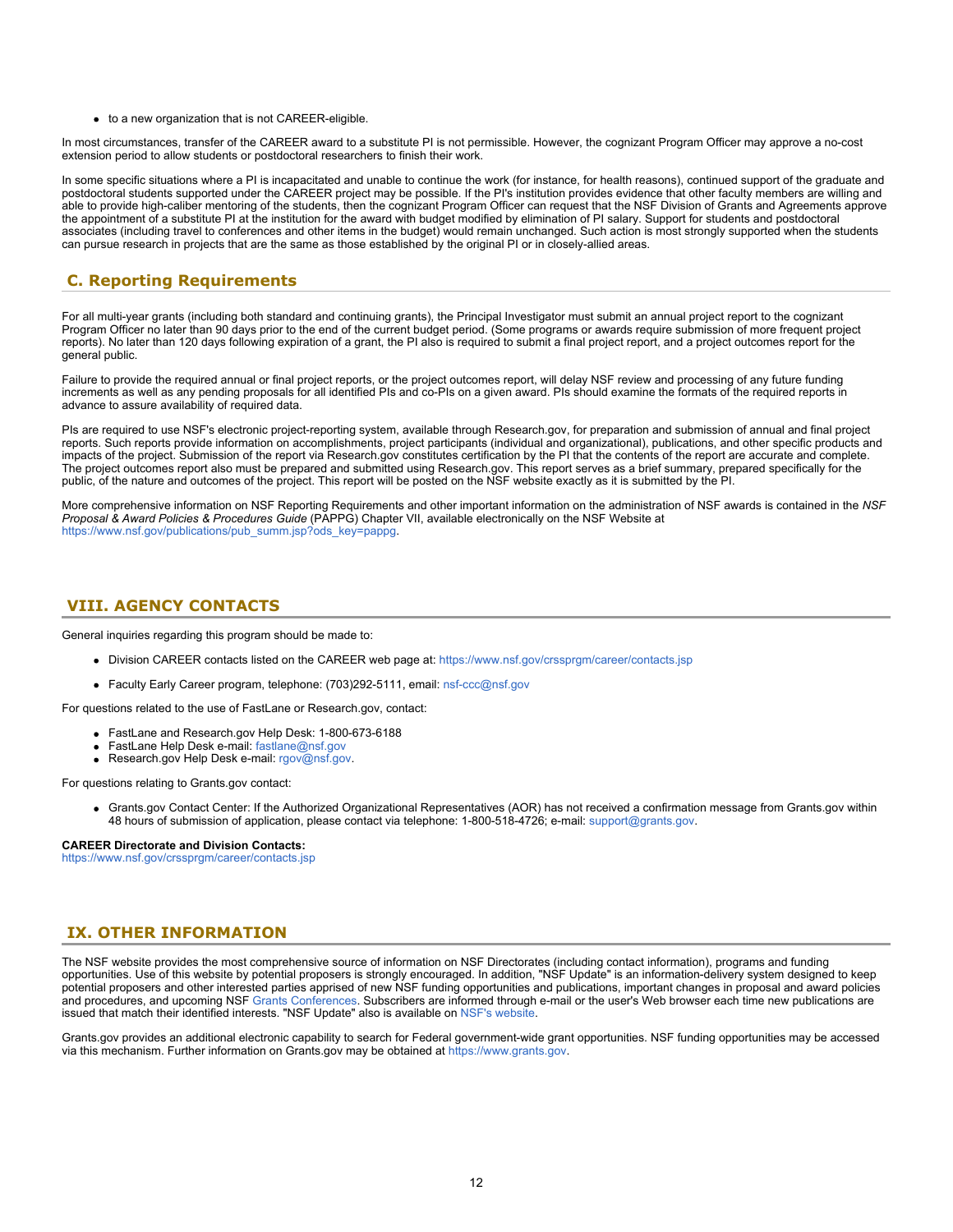- to a new organization that is not CAREER-eligible.

In most circumstances, transfer of the CAREER award to a substitute PI is not permissible. However, the cognizant Program Officer may approve a no-cost extension period to allow students or postdoctoral researchers to finish their work.

In some specific situations where a PI is incapacitated and unable to continue the work (for instance, for health reasons), continued support of the graduate and postdoctoral students supported under the CAREER project may be possible. If the PI's institution provides evidence that other faculty members are willing and able to provide high-caliber mentoring of the students, then the cognizant Program Officer can request that the NSF Division of Grants and Agreements approve the appointment of a substitute PI at the institution for the award with budget modified by elimination of PI salary. Support for students and postdoctoral associates (including travel to conferences and other items in the budget) would remain unchanged. Such action is most strongly supported when the students can pursue research in projects that are the same as those established by the original PI or in closely-allied areas.

### C. Reporting Requirements

For all multi-year grants (including both standard and continuing grants), the Principal Investigator must submit an annual project report to the cognizant Program Officer no later than 90 days prior to the end of the current budget period. (Some programs or awards require submission of more frequent project reports). No later than 120 days following expiration of a grant, the PI also is required to submit a final project report, and a project outcomes report for the general public.

Failure to provide the required annual or final project reports, or the project outcomes report, will delay NSF review and processing of any future funding increments as well as any pending proposals for all identified PIs and co-PIs on a given award. PIs should examine the formats of the required reports in advance to assure availability of required data.

PIs are required to use NSF's electronic project-reporting system, available through Research.gov, for preparation and submission of annual and final project reports. Such reports provide information on accomplishments, project participants (individual and organizational), publications, and other specific products and impacts of the project. Submission of the report via Research.gov constitutes certification by the PI that the contents of the report are accurate and complete. The project outcomes report also must be prepared and submitted using Research.gov. This report serves as a brief summary, prepared specifically for the public, of the nature and outcomes of the project. This report will be posted on the NSF website exactly as it is submitted by the PI.

More comprehensive information on NSF Reporting Requirements and other important information on the administration of NSF awards is contained in the *NSF Proposal & Award Policies & Procedures Guide* (PAPPG) Chapter VII, available electronically on the NSF Website at https://www.nsf.gov/publications/pub_summ.jsp?ods_key=pappg.

## VIII. AGENCY CONTACTS

General inquiries regarding this program should be made to:

- Division CAREER contacts listed on the CAREER web page at: https://www.nsf.gov/crssprgm/career/contacts.jsp
- Faculty Early Career program, telephone: (703)292-5111, email: nsf-ccc@nsf.gov

For questions related to the use of FastLane or Research.gov, contact:

- FastLane and Research.gov Help Desk: 1-800-673-6188
- FastLane Help Desk e-mail: fastlane@nsf.gov
- Research.gov Help Desk e-mail: rgov@nsf.gov.

For questions relating to Grants.gov contact:

- Grants.gov Contact Center: If the Authorized Organizational Representatives (AOR) has not received a confirmation message from Grants.gov within 48 hours of submission of application, please contact via telephone: 1-800-518-4726; e-mail: support@grants.gov.

**CAREER Directorate and Division Contacts:**
https://www.nsf.gov/crssprgm/career/contacts.jsp

## IX. OTHER INFORMATION

The NSF website provides the most comprehensive source of information on NSF Directorates (including contact information), programs and funding opportunities. Use of this website by potential proposers is strongly encouraged. In addition, "NSF Update" is an information-delivery system designed to keep potential proposers and other interested parties apprised of new NSF funding opportunities and publications, important changes in proposal and award policies and procedures, and upcoming NSF Grants Conferences. Subscribers are informed through e-mail or the user's Web browser each time new publications are issued that match their identified interests. "NSF Update" also is available on NSF's website.

Grants.gov provides an additional electronic capability to search for Federal government-wide grant opportunities. NSF funding opportunities may be accessed via this mechanism. Further information on Grants.gov may be obtained at https://www.grants.gov.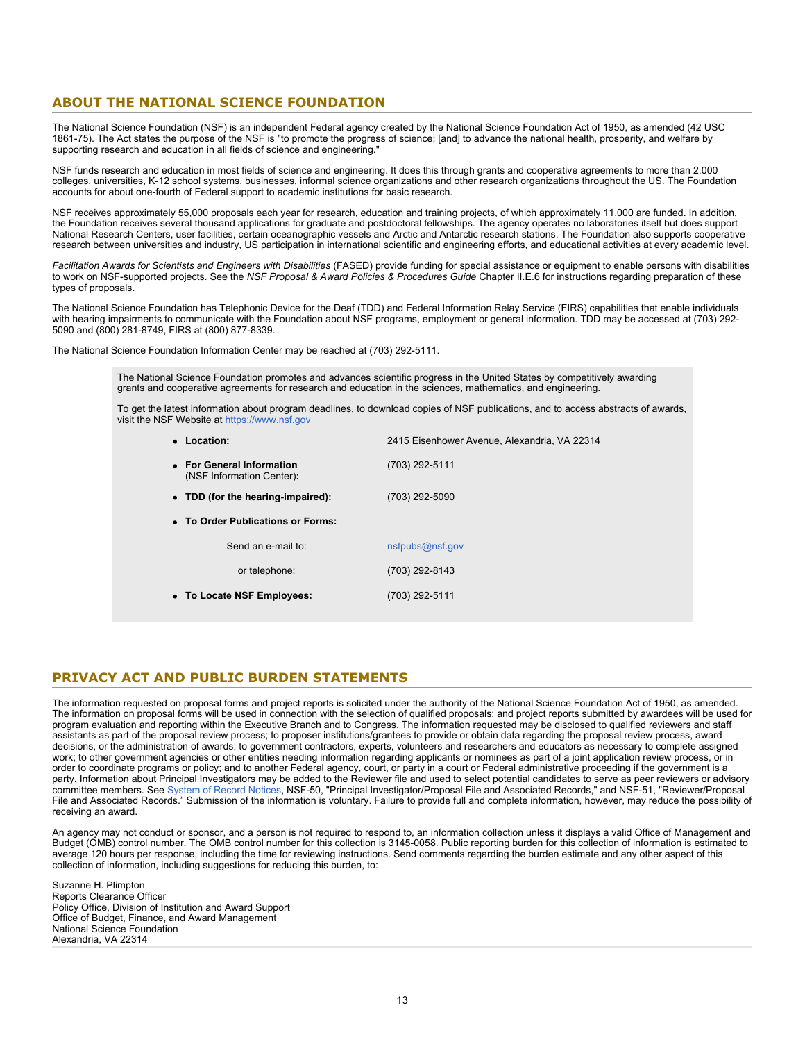## ABOUT THE NATIONAL SCIENCE FOUNDATION

The National Science Foundation (NSF) is an independent Federal agency created by the National Science Foundation Act of 1950, as amended (42 USC 1861-75). The Act states the purpose of the NSF is "to promote the progress of science; [and] to advance the national health, prosperity, and welfare by supporting research and education in all fields of science and engineering."

NSF funds research and education in most fields of science and engineering. It does this through grants and cooperative agreements to more than 2,000 colleges, universities, K-12 school systems, businesses, informal science organizations and other research organizations throughout the US. The Foundation accounts for about one-fourth of Federal support to academic institutions for basic research.

NSF receives approximately 55,000 proposals each year for research, education and training projects, of which approximately 11,000 are funded. In addition, the Foundation receives several thousand applications for graduate and postdoctoral fellowships. The agency operates no laboratories itself but does support National Research Centers, user facilities, certain oceanographic vessels and Arctic and Antarctic research stations. The Foundation also supports cooperative research between universities and industry, US participation in international scientific and engineering efforts, and educational activities at every academic level.

*Facilitation Awards for Scientists and Engineers with Disabilities* (FASED) provide funding for special assistance or equipment to enable persons with disabilities to work on NSF-supported projects. See the *NSF Proposal & Award Policies & Procedures Guide* Chapter II.E.6 for instructions regarding preparation of these types of proposals.

The National Science Foundation has Telephonic Device for the Deaf (TDD) and Federal Information Relay Service (FIRS) capabilities that enable individuals with hearing impairments to communicate with the Foundation about NSF programs, employment or general information. TDD may be accessed at (703) 292-5090 and (800) 281-8749, FIRS at (800) 877-8339.

The National Science Foundation Information Center may be reached at (703) 292-5111.

The National Science Foundation promotes and advances scientific progress in the United States by competitively awarding grants and cooperative agreements for research and education in the sciences, mathematics, and engineering.

To get the latest information about program deadlines, to download copies of NSF publications, and to access abstracts of awards, visit the NSF Website at https://www.nsf.gov

- **Location:** 2415 Eisenhower Avenue, Alexandria, VA 22314
- **For General Information** (NSF Information Center)**:** (703) 292-5111
- **TDD (for the hearing-impaired):** (703) 292-5090
- **To Order Publications or Forms:**
  - Send an e-mail to: nsfpubs@nsf.gov
  - or telephone: (703) 292-8143
- **To Locate NSF Employees:** (703) 292-5111

## PRIVACY ACT AND PUBLIC BURDEN STATEMENTS

The information requested on proposal forms and project reports is solicited under the authority of the National Science Foundation Act of 1950, as amended. The information on proposal forms will be used in connection with the selection of qualified proposals; and project reports submitted by awardees will be used for program evaluation and reporting within the Executive Branch and to Congress. The information requested may be disclosed to qualified reviewers and staff assistants as part of the proposal review process; to proposer institutions/grantees to provide or obtain data regarding the proposal review process, award decisions, or the administration of awards; to government contractors, experts, volunteers and researchers and educators as necessary to complete assigned work; to other government agencies or other entities needing information regarding applicants or nominees as part of a joint application review process, or in order to coordinate programs or policy; and to another Federal agency, court, or party in a court or Federal administrative proceeding if the government is a party. Information about Principal Investigators may be added to the Reviewer file and used to select potential candidates to serve as peer reviewers or advisory committee members. See System of Record Notices, NSF-50, "Principal Investigator/Proposal File and Associated Records," and NSF-51, "Reviewer/Proposal File and Associated Records." Submission of the information is voluntary. Failure to provide full and complete information, however, may reduce the possibility of receiving an award.

An agency may not conduct or sponsor, and a person is not required to respond to, an information collection unless it displays a valid Office of Management and Budget (OMB) control number. The OMB control number for this collection is 3145-0058. Public reporting burden for this collection of information is estimated to average 120 hours per response, including the time for reviewing instructions. Send comments regarding the burden estimate and any other aspect of this collection of information, including suggestions for reducing this burden, to:

Suzanne H. Plimpton
Reports Clearance Officer
Policy Office, Division of Institution and Award Support
Office of Budget, Finance, and Award Management
National Science Foundation
Alexandria, VA 22314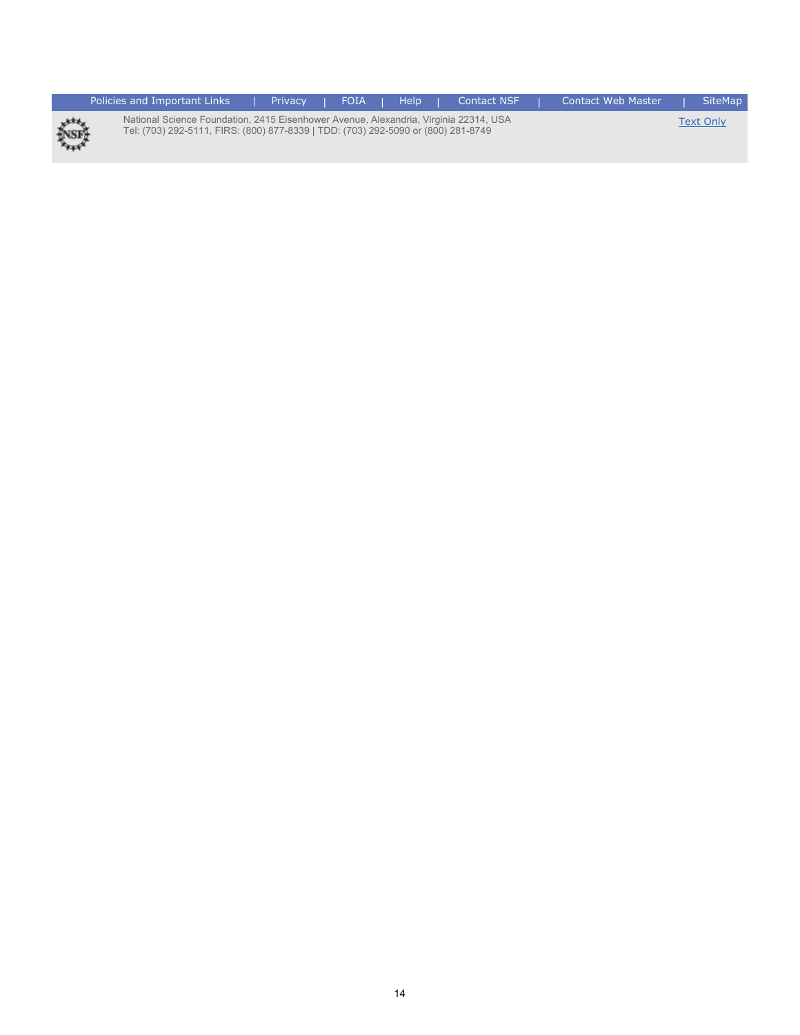Policies and Important Links | Privacy | FOIA | Help | Contact NSF | Contact Web Master | SiteMap

National Science Foundation, 2415 Eisenhower Avenue, Alexandria, Virginia 22314, USA
Tel: (703) 292-5111, FIRS: (800) 877-8339 | TDD: (703) 292-5090 or (800) 281-8749

Text Only